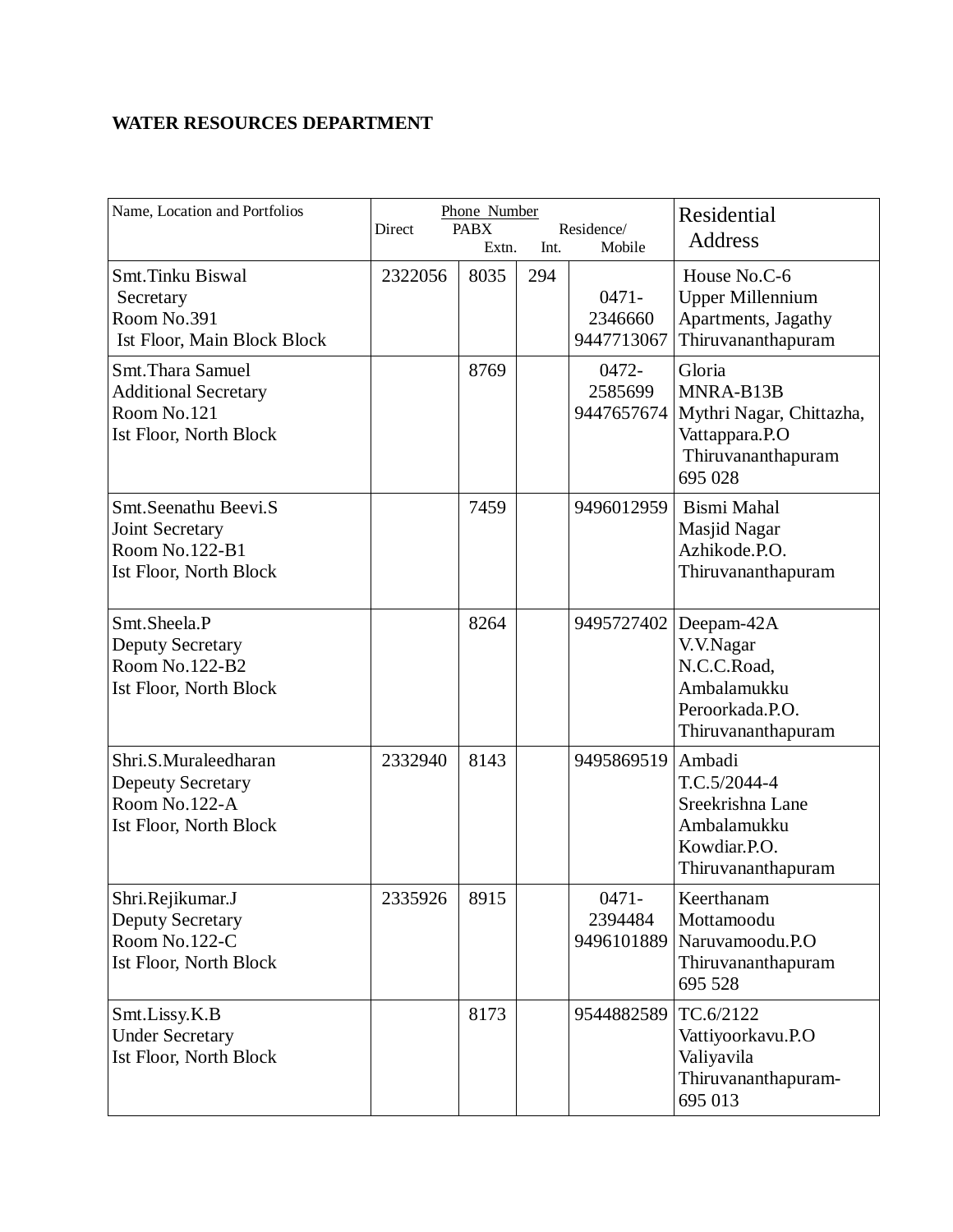**WATER RESOURCES DEPARTMENT**

| Name, Location and Portfolios | Phone Number Direct | PABX Extn. | Int. | Residence/ Mobile | Residential Address |
|---|---|---|---|---|---|
| Smt.Tinku Biswal<br>Secretary<br>Room No.391<br>Ist Floor, Main Block Block | 2322056 | 8035 | 294 | 0471-2346660<br>9447713067 | House No.C-6<br>Upper Millennium Apartments, Jagathy<br>Thiruvananthapuram |
| Smt.Thara Samuel<br>Additional Secretary<br>Room No.121<br>Ist Floor, North Block | | 8769 | | 0472-2585699<br>9447657674 | Gloria<br>MNRA-B13B<br>Mythri Nagar, Chittazha, Vattappara.P.O<br>Thiruvananthapuram 695 028 |
| Smt.Seenathu Beevi.S<br>Joint Secretary<br>Room No.122-B1<br>Ist Floor, North Block | | 7459 | | 9496012959 | Bismi Mahal<br>Masjid Nagar<br>Azhikode.P.O.<br>Thiruvananthapuram |
| Smt.Sheela.P<br>Deputy Secretary<br>Room No.122-B2<br>Ist Floor, North Block | | 8264 | | 9495727402 | Deepam-42A<br>V.V.Nagar<br>N.C.C.Road, Ambalamukku<br>Peroorkada.P.O.<br>Thiruvananthapuram |
| Shri.S.Muraleedharan<br>Depeuty Secretary<br>Room No.122-A<br>Ist Floor, North Block | 2332940 | 8143 | | 9495869519 | Ambadi<br>T.C.5/2044-4<br>Sreekrishna Lane<br>Ambalamukku<br>Kowdiar.P.O.<br>Thiruvananthapuram |
| Shri.Rejikumar.J<br>Deputy Secretary<br>Room No.122-C<br>Ist Floor, North Block | 2335926 | 8915 | | 0471-2394484<br>9496101889 | Keerthanam<br>Mottamoodu<br>Naruvamoodu.P.O<br>Thiruvananthapuram 695 528 |
| Smt.Lissy.K.B<br>Under Secretary<br>Ist Floor, North Block | | 8173 | | 9544882589 | TC.6/2122<br>Vattiyoorkavu.P.O<br>Valiyavila<br>Thiruvananthapuram-695 013 |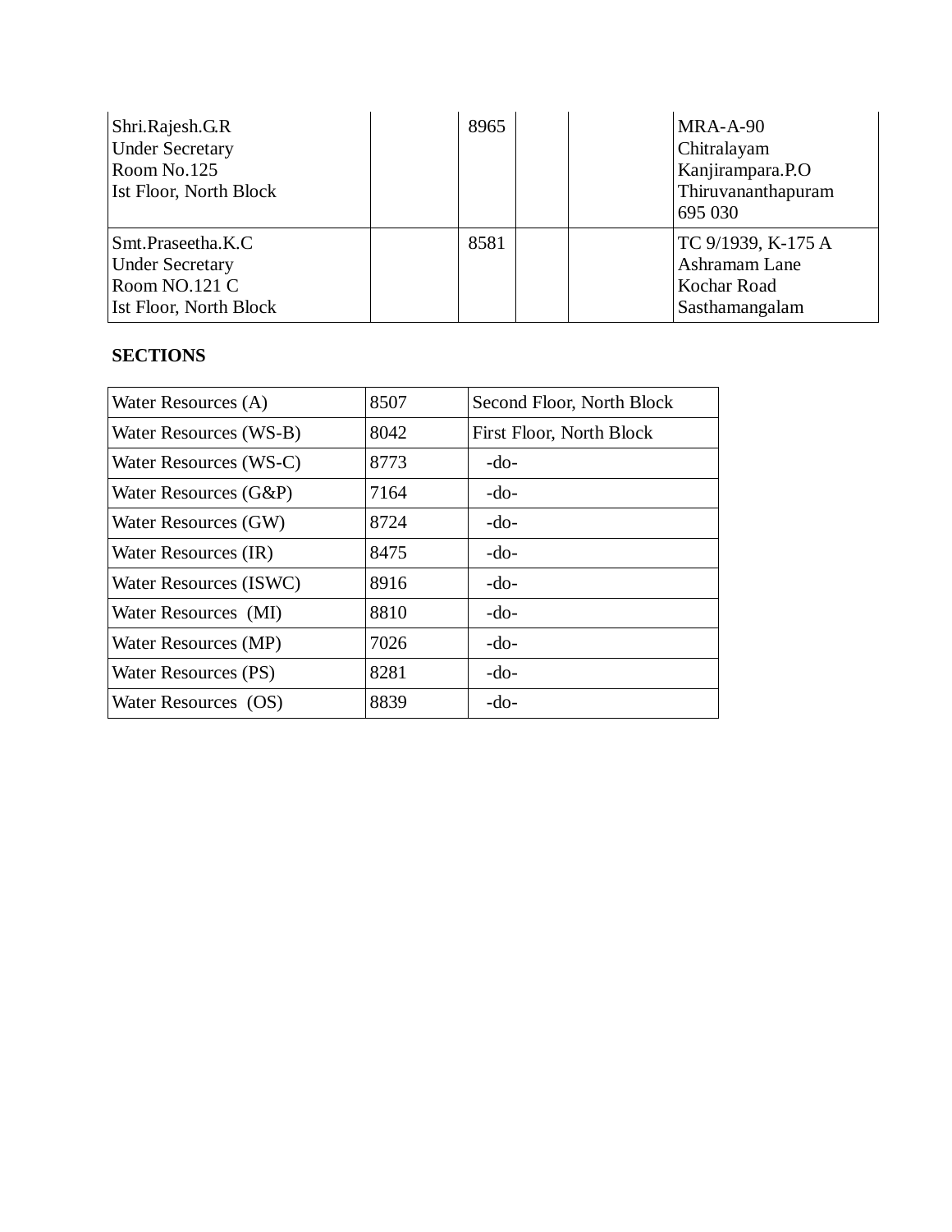| | | | | | |
|---|---|---|---|---|---|
| Shri.Rajesh.G.R<br>Under Secretary<br>Room No.125<br>Ist Floor, North Block | | 8965 | | | MRA-A-90<br>Chitralayam<br>Kanjirampara.P.O<br>Thiruvananthapuram<br>695 030 |
| Smt.Praseetha.K.C<br>Under Secretary<br>Room NO.121 C<br>Ist Floor, North Block | | 8581 | | | TC 9/1939, K-175 A<br>Ashramam Lane<br>Kochar Road<br>Sasthamangalam |

**SECTIONS**

| | | |
|---|---|---|
| Water Resources (A) | 8507 | Second Floor, North Block |
| Water Resources (WS-B) | 8042 | First Floor, North Block |
| Water Resources (WS-C) | 8773 | -do- |
| Water Resources (G&P) | 7164 | -do- |
| Water Resources (GW) | 8724 | -do- |
| Water Resources (IR) | 8475 | -do- |
| Water Resources (ISWC) | 8916 | -do- |
| Water Resources (MI) | 8810 | -do- |
| Water Resources (MP) | 7026 | -do- |
| Water Resources (PS) | 8281 | -do- |
| Water Resources (OS) | 8839 | -do- |